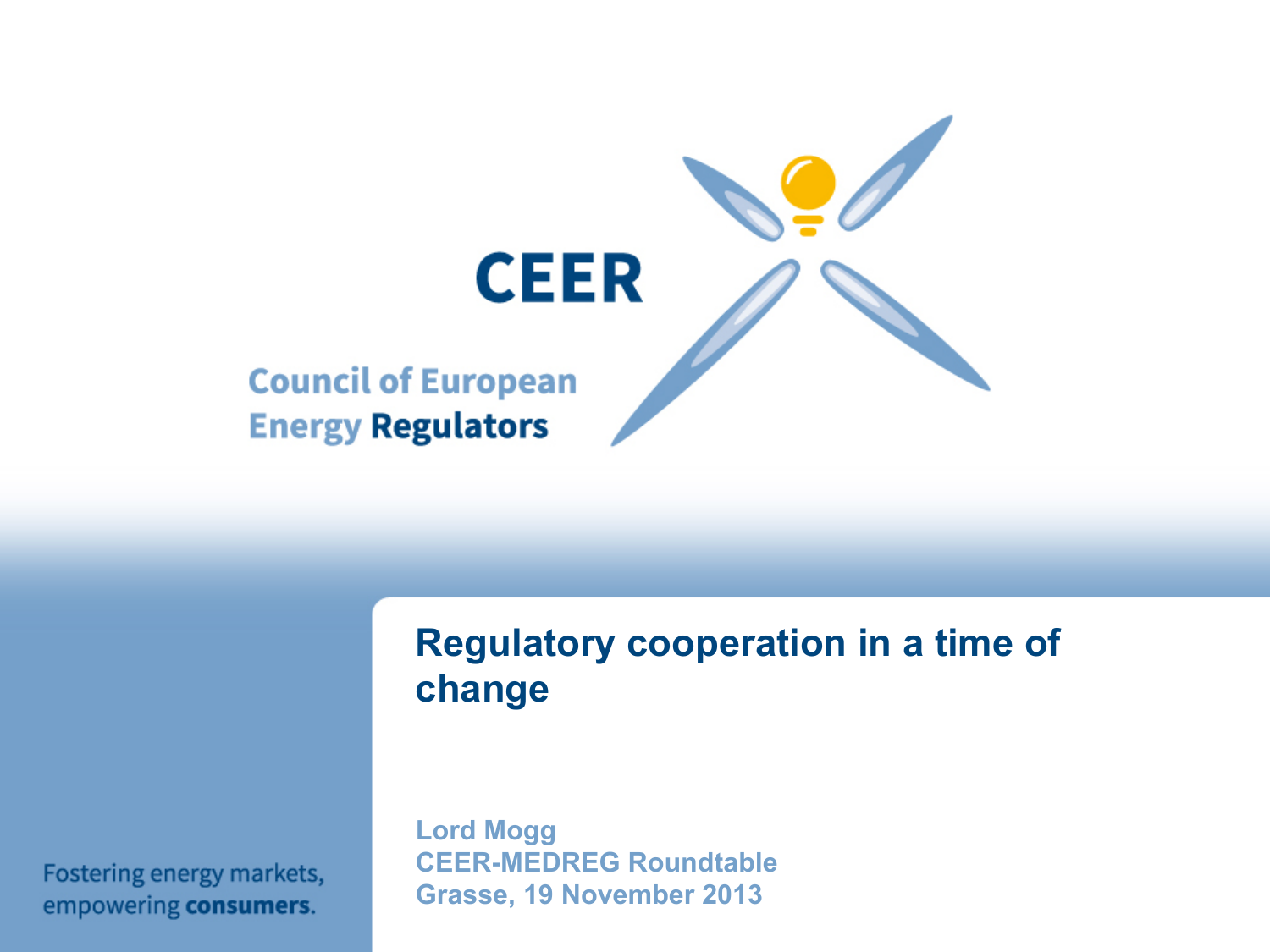# CEER

Council of European Energy **Regulators**

## Regulatory cooperation in a time of change

Lord Mogg
CEER-MEDREG Roundtable
Grasse, 19 November 2013

Fostering energy markets, empowering **consumers**.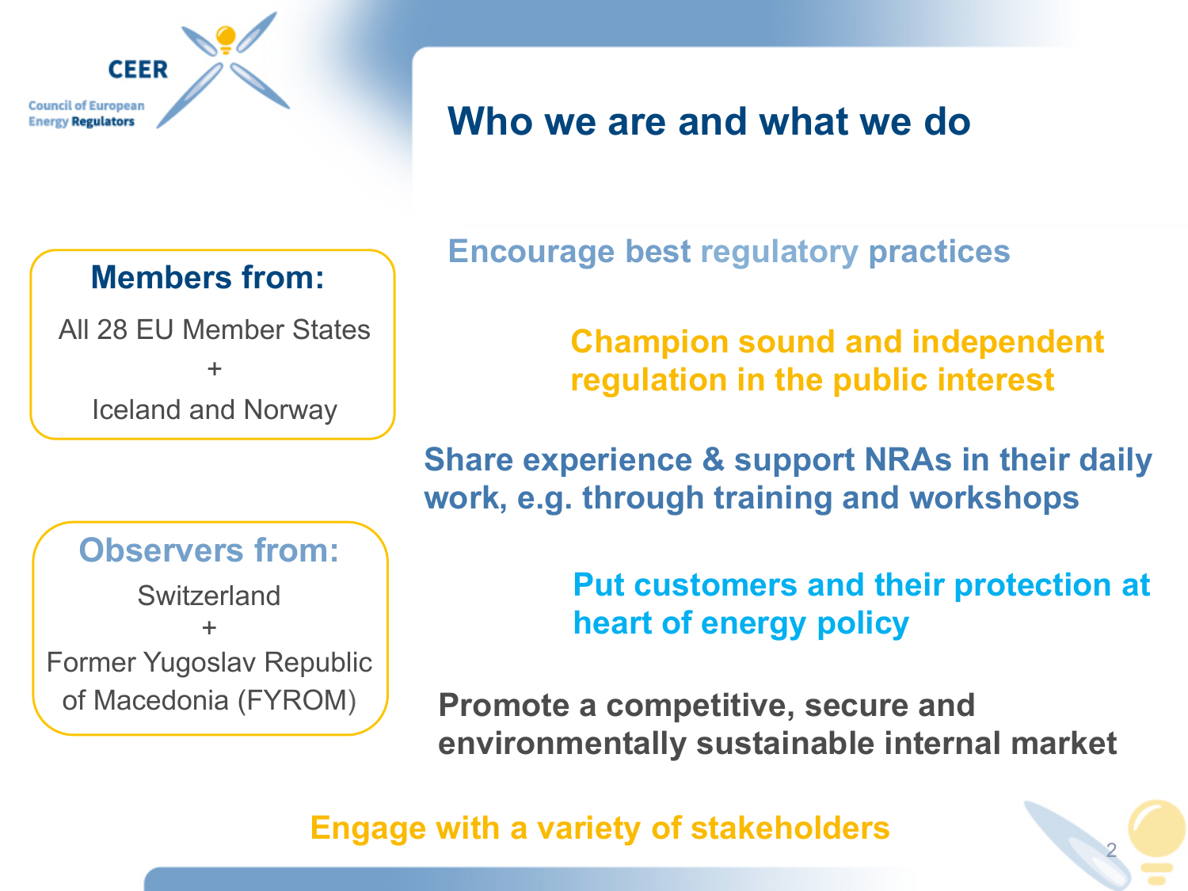# Who we are and what we do

**Members from:**

All 28 EU Member States
+
Iceland and Norway

**Observers from:**

Switzerland
+
Former Yugoslav Republic of Macedonia (FYROM)

**Encourage best regulatory practices**

**Champion sound and independent regulation in the public interest**

**Share experience & support NRAs in their daily work, e.g. through training and workshops**

**Put customers and their protection at heart of energy policy**

**Promote a competitive, secure and environmentally sustainable internal market**

**Engage with a variety of stakeholders**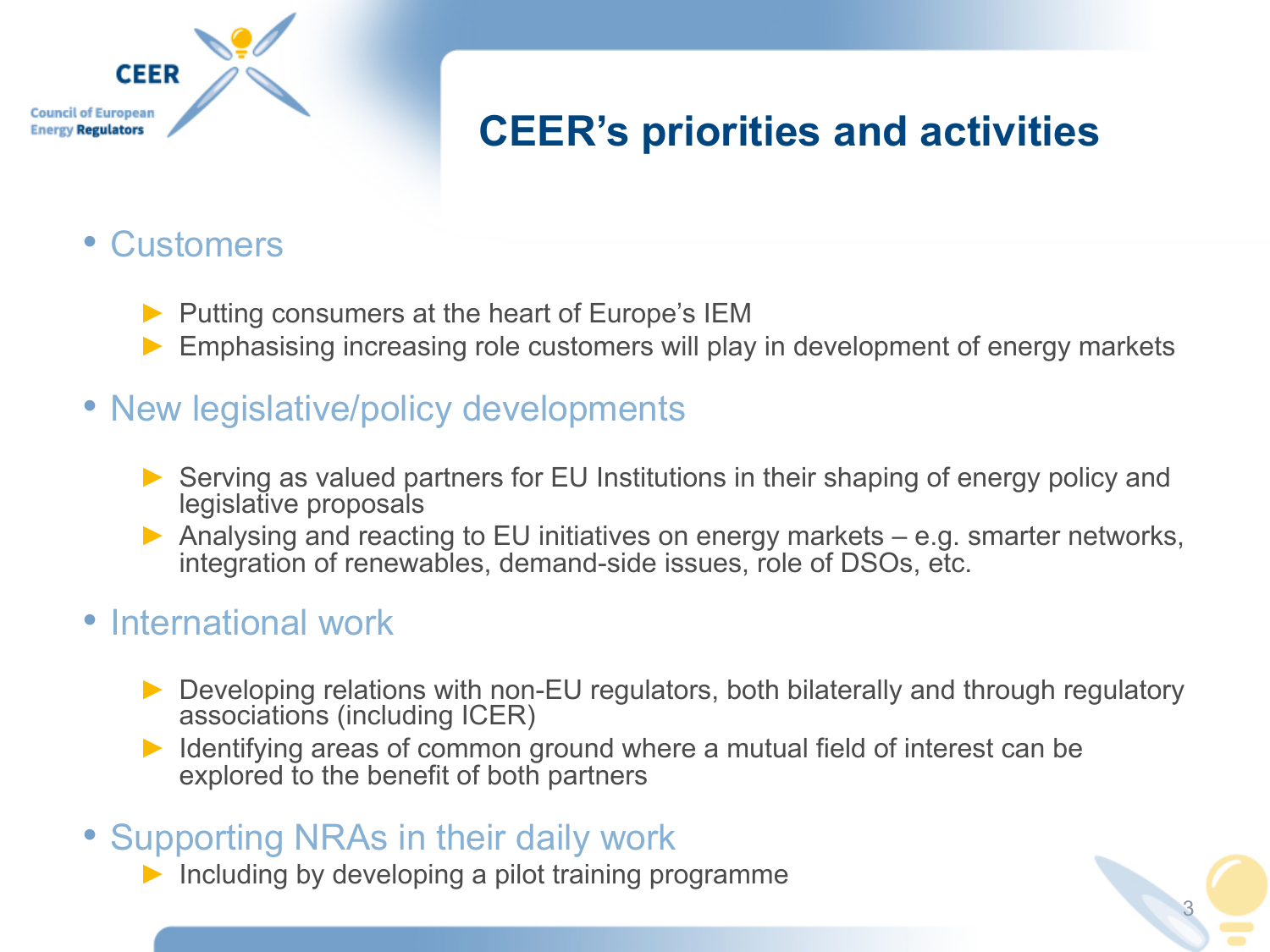# CEER's priorities and activities

- Customers
  - Putting consumers at the heart of Europe's IEM
  - Emphasising increasing role customers will play in development of energy markets
- New legislative/policy developments
  - Serving as valued partners for EU Institutions in their shaping of energy policy and legislative proposals
  - Analysing and reacting to EU initiatives on energy markets – e.g. smarter networks, integration of renewables, demand-side issues, role of DSOs, etc.
- International work
  - Developing relations with non-EU regulators, both bilaterally and through regulatory associations (including ICER)
  - Identifying areas of common ground where a mutual field of interest can be explored to the benefit of both partners
- Supporting NRAs in their daily work
  - Including by developing a pilot training programme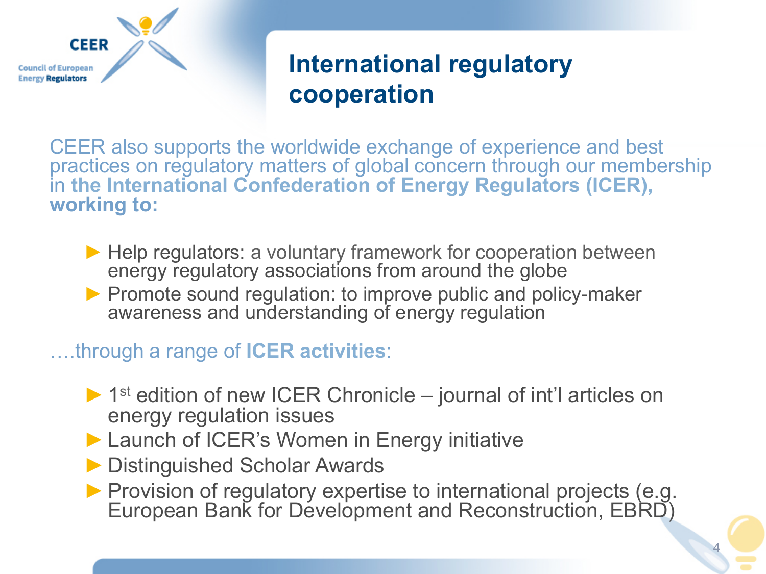# International regulatory cooperation

CEER also supports the worldwide exchange of experience and best practices on regulatory matters of global concern through our membership in **the International Confederation of Energy Regulators (ICER), working to:**

- Help regulators: a voluntary framework for cooperation between energy regulatory associations from around the globe
- Promote sound regulation: to improve public and policy-maker awareness and understanding of energy regulation

….through a range of **ICER activities**:

- 1st edition of new ICER Chronicle – journal of int'l articles on energy regulation issues
- Launch of ICER's Women in Energy initiative
- Distinguished Scholar Awards
- Provision of regulatory expertise to international projects (e.g. European Bank for Development and Reconstruction, EBRD)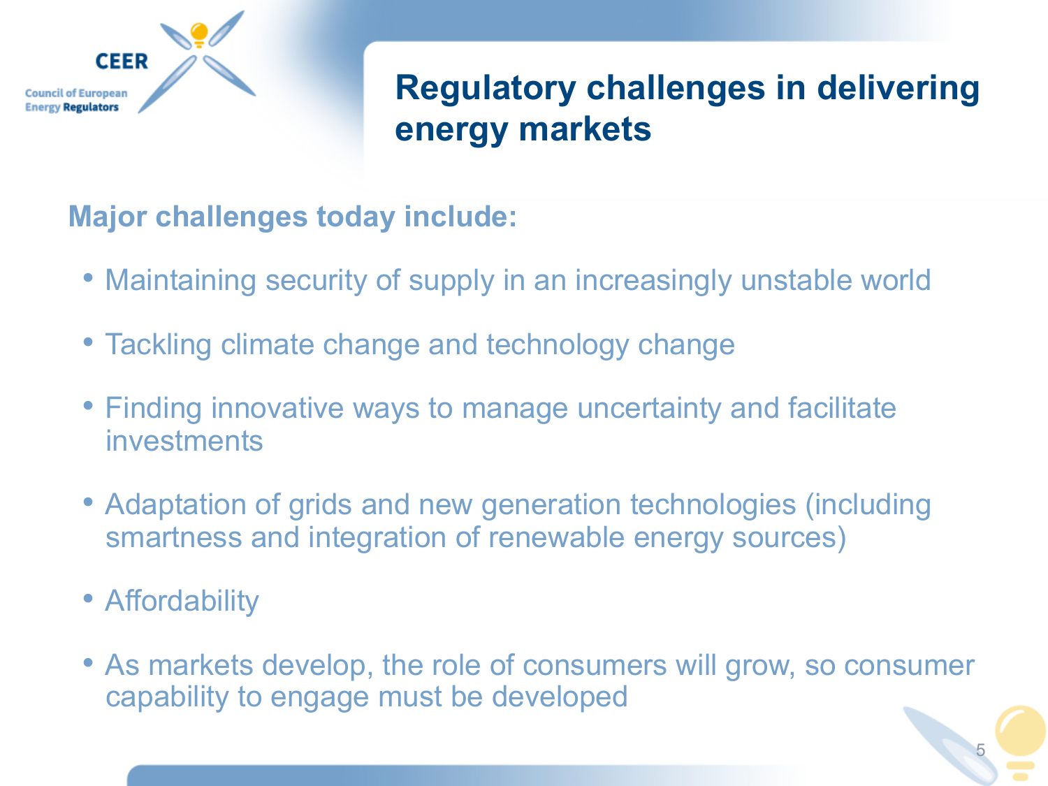# Regulatory challenges in delivering energy markets

**Major challenges today include:**

- Maintaining security of supply in an increasingly unstable world
- Tackling climate change and technology change
- Finding innovative ways to manage uncertainty and facilitate investments
- Adaptation of grids and new generation technologies (including smartness and integration of renewable energy sources)
- Affordability
- As markets develop, the role of consumers will grow, so consumer capability to engage must be developed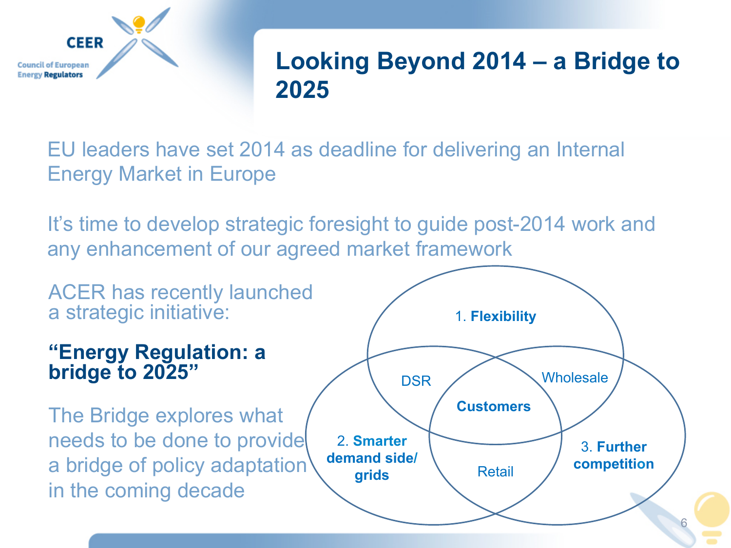# Looking Beyond 2014 – a Bridge to 2025

EU leaders have set 2014 as deadline for delivering an Internal Energy Market in Europe

It's time to develop strategic foresight to guide post-2014 work and any enhancement of our agreed market framework

ACER has recently launched a strategic initiative:

**"Energy Regulation: a bridge to 2025"**

The Bridge explores what needs to be done to provide a bridge of policy adaptation in the coming decade

1. **Flexibility**

2. **Smarter demand side/ grids**

3. **Further competition**

DSR

Wholesale

Retail

**Customers**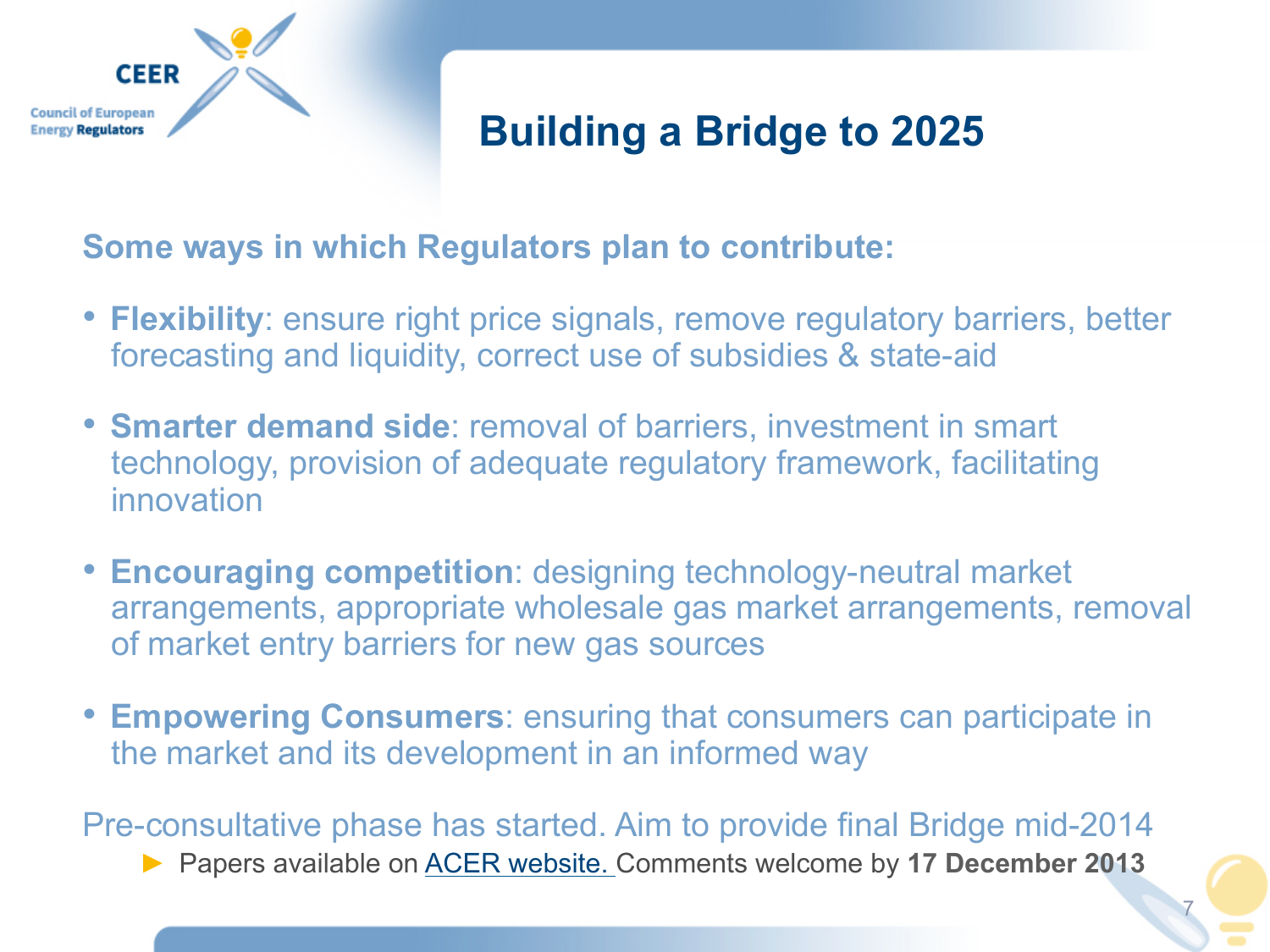# Building a Bridge to 2025

**Some ways in which Regulators plan to contribute:**

- **Flexibility**: ensure right price signals, remove regulatory barriers, better forecasting and liquidity, correct use of subsidies & state-aid
- **Smarter demand side**: removal of barriers, investment in smart technology, provision of adequate regulatory framework, facilitating innovation
- **Encouraging competition**: designing technology-neutral market arrangements, appropriate wholesale gas market arrangements, removal of market entry barriers for new gas sources
- **Empowering Consumers**: ensuring that consumers can participate in the market and its development in an informed way

Pre-consultative phase has started. Aim to provide final Bridge mid-2014

- ► Papers available on ACER website. Comments welcome by **17 December 2013**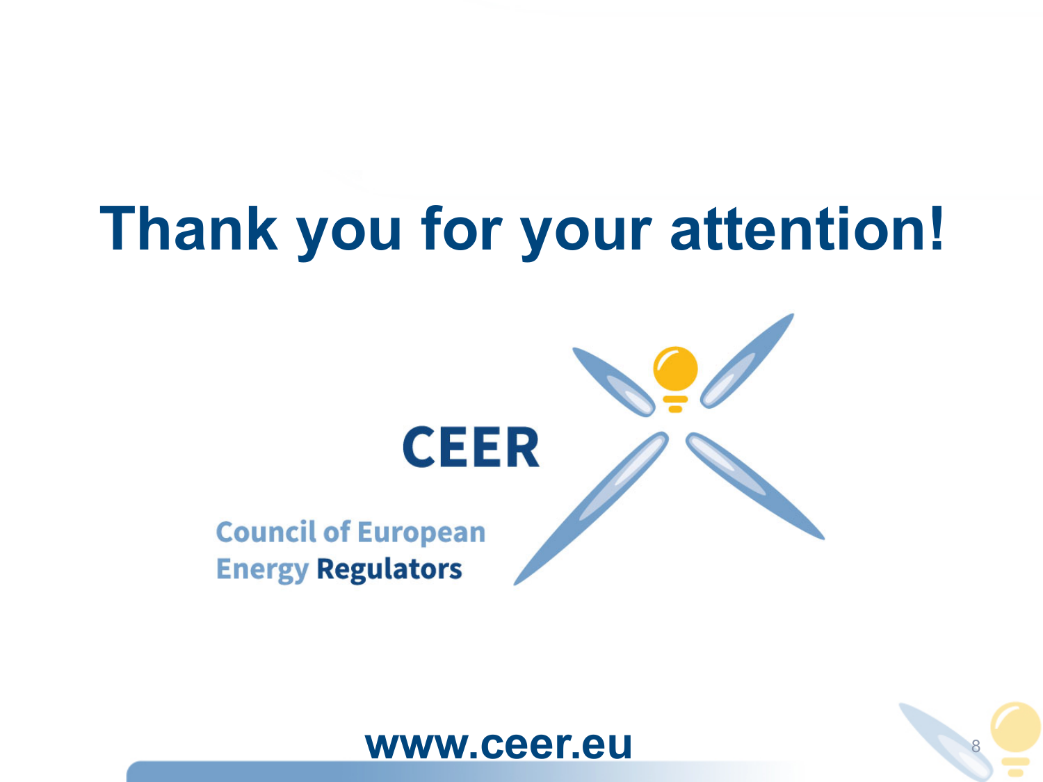# Thank you for your attention!

CEER

Council of European Energy Regulators

**www.ceer.eu**